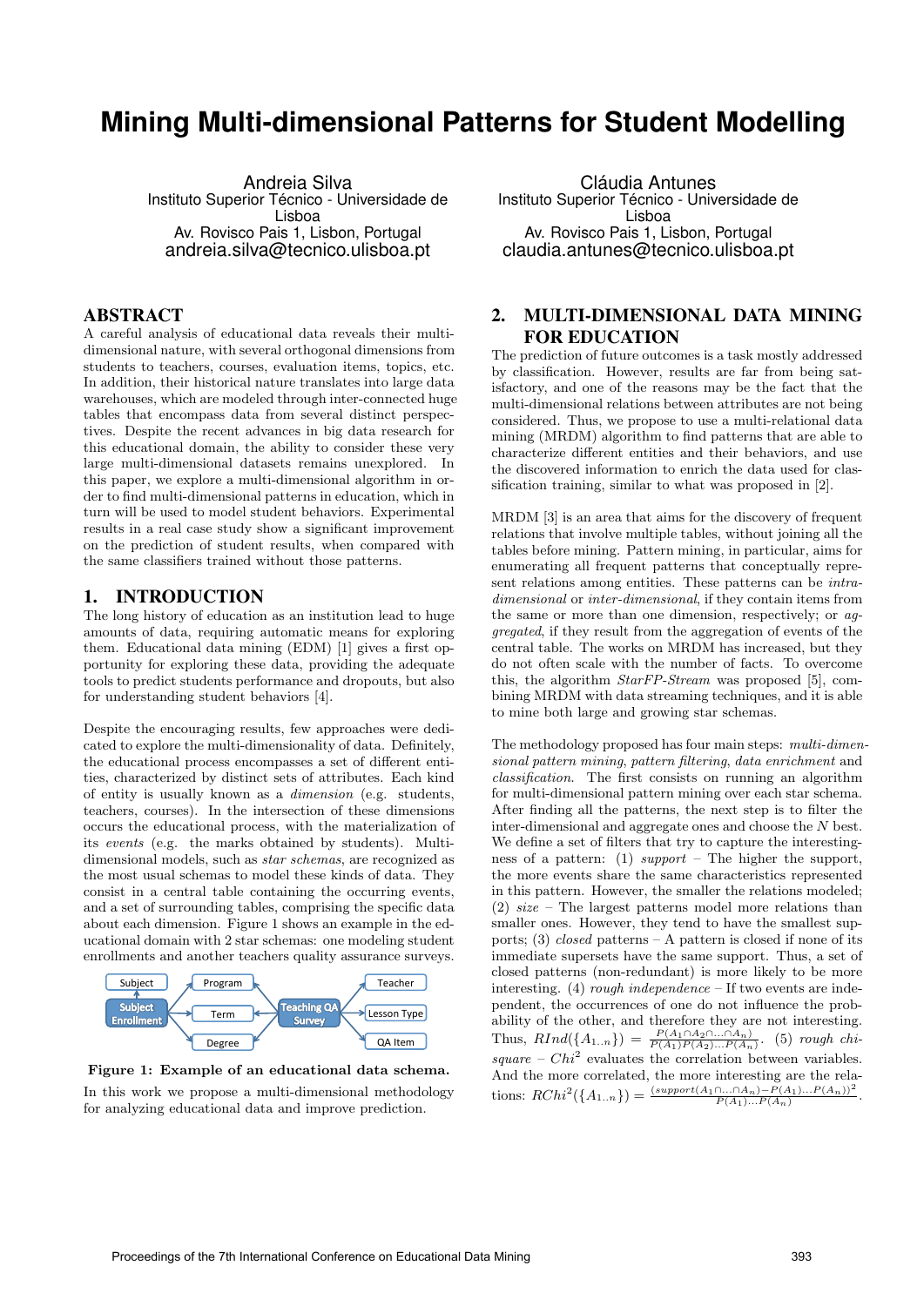# Mining Multi-dimensional Patterns for Student Modelling

Andreia Silva
Instituto Superior Técnico - Universidade de Lisboa
Av. Rovisco Pais 1, Lisbon, Portugal
andreia.silva@tecnico.ulisboa.pt

Cláudia Antunes
Instituto Superior Técnico - Universidade de Lisboa
Av. Rovisco Pais 1, Lisbon, Portugal
claudia.antunes@tecnico.ulisboa.pt

## ABSTRACT

A careful analysis of educational data reveals their multi-dimensional nature, with several orthogonal dimensions from students to teachers, courses, evaluation items, topics, etc. In addition, their historical nature translates into large data warehouses, which are modeled through inter-connected huge tables that encompass data from several distinct perspectives. Despite the recent advances in big data research for this educational domain, the ability to consider these very large multi-dimensional datasets remains unexplored. In this paper, we explore a multi-dimensional algorithm in order to find multi-dimensional patterns in education, which in turn will be used to model student behaviors. Experimental results in a real case study show a significant improvement on the prediction of student results, when compared with the same classifiers trained without those patterns.

## 1. INTRODUCTION

The long history of education as an institution lead to huge amounts of data, requiring automatic means for exploring them. Educational data mining (EDM) [1] gives a first opportunity for exploring these data, providing the adequate tools to predict students performance and dropouts, but also for understanding student behaviors [4].

Despite the encouraging results, few approaches were dedicated to explore the multi-dimensionality of data. Definitely, the educational process encompasses a set of different entities, characterized by distinct sets of attributes. Each kind of entity is usually known as a *dimension* (e.g. students, teachers, courses). In the intersection of these dimensions occurs the educational process, with the materialization of its *events* (e.g. the marks obtained by students). Multi-dimensional models, such as *star schemas*, are recognized as the most usual schemas to model these kinds of data. They consist in a central table containing the occurring events, and a set of surrounding tables, comprising the specific data about each dimension. Figure 1 shows an example in the educational domain with 2 star schemas: one modeling student enrollments and another teachers quality assurance surveys.

**Figure 1: Example of an educational data schema.**

In this work we propose a multi-dimensional methodology for analyzing educational data and improve prediction.

## 2. MULTI-DIMENSIONAL DATA MINING FOR EDUCATION

The prediction of future outcomes is a task mostly addressed by classification. However, results are far from being satisfactory, and one of the reasons may be the fact that the multi-dimensional relations between attributes are not being considered. Thus, we propose to use a multi-relational data mining (MRDM) algorithm to find patterns that are able to characterize different entities and their behaviors, and use the discovered information to enrich the data used for classification training, similar to what was proposed in [2].

MRDM [3] is an area that aims for the discovery of frequent relations that involve multiple tables, without joining all the tables before mining. Pattern mining, in particular, aims for enumerating all frequent patterns that conceptually represent relations among entities. These patterns can be *intra-dimensional* or *inter-dimensional*, if they contain items from the same or more than one dimension, respectively; or *aggregated*, if they result from the aggregation of events of the central table. The works on MRDM has increased, but they do not often scale with the number of facts. To overcome this, the algorithm *StarFP-Stream* was proposed [5], combining MRDM with data streaming techniques, and it is able to mine both large and growing star schemas.

The methodology proposed has four main steps: *multi-dimensional pattern mining*, *pattern filtering*, *data enrichment* and *classification*. The first consists on running an algorithm for multi-dimensional pattern mining over each star schema. After finding all the patterns, the next step is to filter the inter-dimensional and aggregate ones and choose the $N$ best. We define a set of filters that try to capture the interestingness of a pattern: (1) *support* – The higher the support, the more events share the same characteristics represented in this pattern. However, the smaller the relations modeled; (2) *size* – The largest patterns model more relations than smaller ones. However, they tend to have the smallest supports; (3) *closed* patterns – A pattern is closed if none of its immediate supersets have the same support. Thus, a set of closed patterns (non-redundant) is more likely to be more interesting. (4) *rough independence* – If two events are independent, the occurrences of one do not influence the probability of the other, and therefore they are not interesting. Thus, $RInd(\{A_{1..n}\}) = \frac{P(A_1 \cap A_2 \cap ... \cap A_n)}{P(A_1)P(A_2)...P(A_n)}$. (5) *rough chi-square* – $Chi^2$ evaluates the correlation between variables. And the more correlated, the more interesting are the relations: $RChi^2(\{A_{1..n}\}) = \frac{(support(A_1 \cap ... \cap A_n) - P(A_1)...P(A_n))^2}{P(A_1)...P(A_n)}$.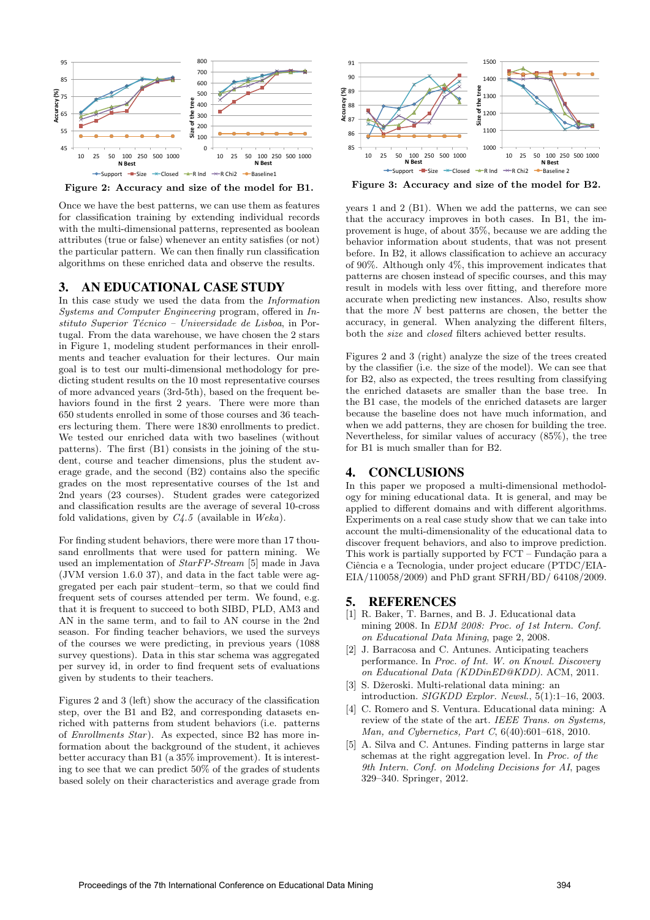95
85
75
65
55
45
Accuracy (%)
10 25 50 100 250 500 1000
N Best

800
700
600
500
400
300
200
100
0
Size of the tree
10 25 50 100 250 500 1000
N Best

Support Size Closed R Ind R Chi2 Baseline1

**Figure 2: Accuracy and size of the model for B1.**

Once we have the best patterns, we can use them as features for classification training by extending individual records with the multi-dimensional patterns, represented as boolean attributes (true or false) whenever an entity satisfies (or not) the particular pattern. We can then finally run classification algorithms on these enriched data and observe the results.

## 3. AN EDUCATIONAL CASE STUDY

In this case study we used the data from the *Information Systems and Computer Engineering* program, offered in *Instituto Superior Técnico – Universidade de Lisboa*, in Portugal. From the data warehouse, we have chosen the 2 stars in Figure 1, modeling student performances in their enrollments and teacher evaluation for their lectures. Our main goal is to test our multi-dimensional methodology for predicting student results on the 10 most representative courses of more advanced years (3rd-5th), based on the frequent behaviors found in the first 2 years. There were more than 650 students enrolled in some of those courses and 36 teachers lecturing them. There were 1830 enrollments to predict. We tested our enriched data with two baselines (without patterns). The first (B1) consists in the joining of the student, course and teacher dimensions, plus the student average grade, and the second (B2) contains also the specific grades on the most representative courses of the 1st and 2nd years (23 courses). Student grades were categorized and classification results are the average of several 10-cross fold validations, given by *C4.5* (available in *Weka*).

For finding student behaviors, there were more than 17 thousand enrollments that were used for pattern mining. We used an implementation of *StarFP-Stream* [5] made in Java (JVM version 1.6.0 37), and data in the fact table were aggregated per each pair student–term, so that we could find frequent sets of courses attended per term. We found, e.g. that it is frequent to succeed to both SIBD, PLD, AM3 and AN in the same term, and to fail to AN course in the 2nd season. For finding teacher behaviors, we used the surveys of the courses we were predicting, in previous years (1088 survey questions). Data in this star schema was aggregated per survey id, in order to find frequent sets of evaluations given by students to their teachers.

Figures 2 and 3 (left) show the accuracy of the classification step, over the B1 and B2, and corresponding datasets enriched with patterns from student behaviors (i.e. patterns of *Enrollments Star*). As expected, since B2 has more information about the background of the student, it achieves better accuracy than B1 (a 35% improvement). It is interesting to see that we can predict 50% of the grades of students based solely on their characteristics and average grade from

91
90
89
88
87
86
85
Accuracy (%)
10 25 50 100 250 500 1000
N Best

1500
1400
1300
1200
1100
1000
Size of the tree
10 25 50 100 250 500 1000
N Best

Support Size Closed R Ind R Chi2 Baseline 2

**Figure 3: Accuracy and size of the model for B2.**

years 1 and 2 (B1). When we add the patterns, we can see that the accuracy improves in both cases. In B1, the improvement is huge, of about 35%, because we are adding the behavior information about students, that was not present before. In B2, it allows classification to achieve an accuracy of 90%. Although only 4%, this improvement indicates that patterns are chosen instead of specific courses, and this may result in models with less over fitting, and therefore more accurate when predicting new instances. Also, results show that the more $N$ best patterns are chosen, the better the accuracy, in general. When analyzing the different filters, both the *size* and *closed* filters achieved better results.

Figures 2 and 3 (right) analyze the size of the trees created by the classifier (i.e. the size of the model). We can see that for B2, also as expected, the trees resulting from classifying the enriched datasets are smaller than the base tree. In the B1 case, the models of the enriched datasets are larger because the baseline does not have much information, and when we add patterns, they are chosen for building the tree. Nevertheless, for similar values of accuracy (85%), the tree for B1 is much smaller than for B2.

## 4. CONCLUSIONS

In this paper we proposed a multi-dimensional methodology for mining educational data. It is general, and may be applied to different domains and with different algorithms. Experiments on a real case study show that we can take into account the multi-dimensionality of the educational data to discover frequent behaviors, and also to improve prediction. This work is partially supported by FCT – Fundação para a Ciência e a Tecnologia, under project educare (PTDC/EIA-EIA/110058/2009) and PhD grant SFRH/BD/ 64108/2009.

## 5. REFERENCES

[1] R. Baker, T. Barnes, and B. J. Educational data mining 2008. In *EDM 2008: Proc. of 1st Intern. Conf. on Educational Data Mining*, page 2, 2008.

[2] J. Barracosa and C. Antunes. Anticipating teachers performance. In *Proc. of Int. W. on Knowl. Discovery on Educational Data (KDDinED@KDD)*. ACM, 2011.

[3] S. Džeroski. Multi-relational data mining: an introduction. *SIGKDD Explor. Newsl.*, 5(1):1–16, 2003.

[4] C. Romero and S. Ventura. Educational data mining: A review of the state of the art. *IEEE Trans. on Systems, Man, and Cybernetics, Part C*, 6(40):601–618, 2010.

[5] A. Silva and C. Antunes. Finding patterns in large star schemas at the right aggregation level. In *Proc. of the 9th Intern. Conf. on Modeling Decisions for AI*, pages 329–340. Springer, 2012.